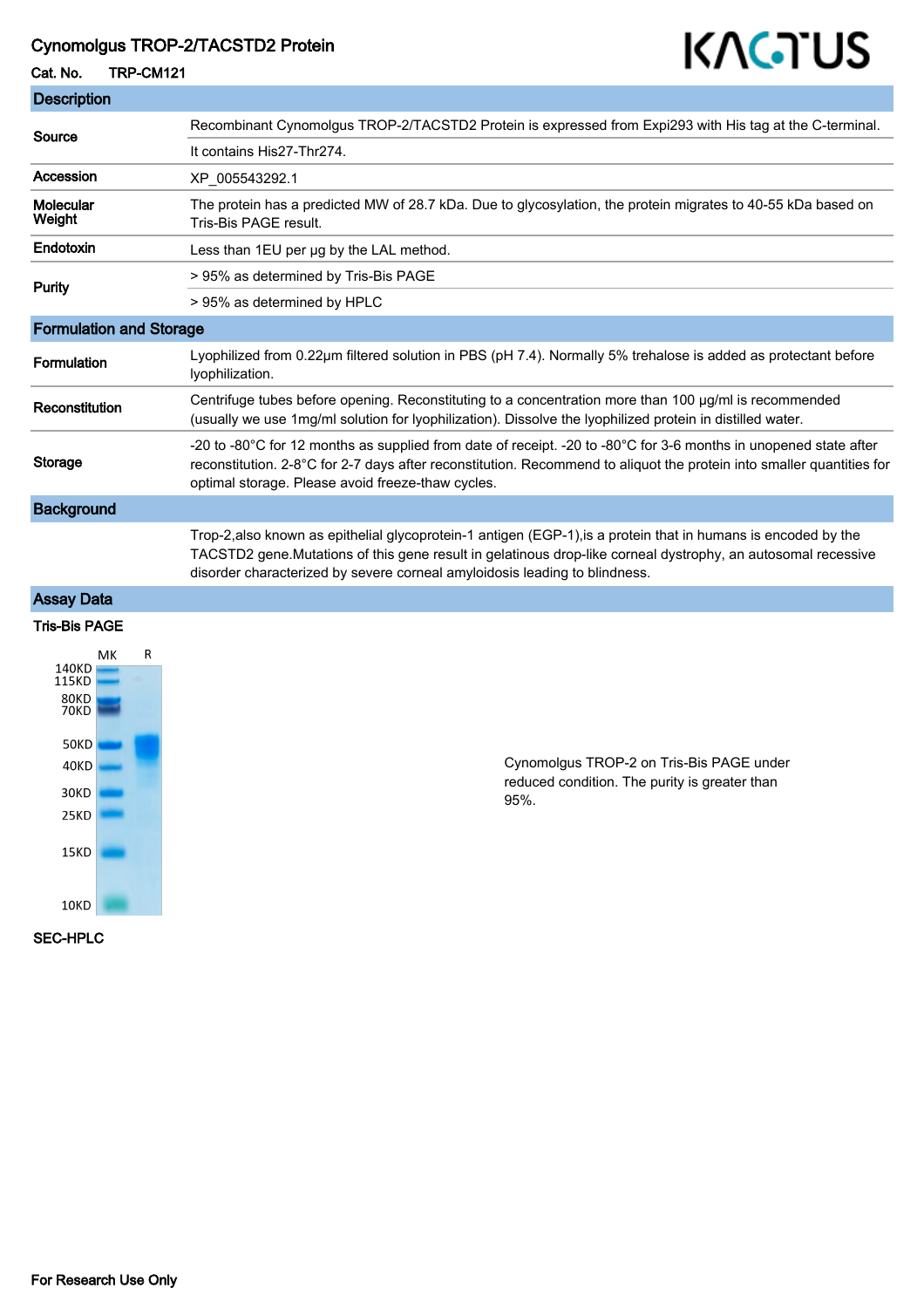# Cynomolgus TROP-2/TACSTD2 Protein

**Cat. No.** TRP-CM121

## Description

| | |
|---|---|
| **Source** | Recombinant Cynomolgus TROP-2/TACSTD2 Protein is expressed from Expi293 with His tag at the C-terminal. |
| | It contains His27-Thr274. |
| **Accession** | XP_005543292.1 |
| **Molecular Weight** | The protein has a predicted MW of 28.7 kDa. Due to glycosylation, the protein migrates to 40-55 kDa based on Tris-Bis PAGE result. |
| **Endotoxin** | Less than 1EU per μg by the LAL method. |
| **Purity** | > 95% as determined by Tris-Bis PAGE |
| | > 95% as determined by HPLC |

## Formulation and Storage

| | |
|---|---|
| **Formulation** | Lyophilized from 0.22μm filtered solution in PBS (pH 7.4). Normally 5% trehalose is added as protectant before lyophilization. |
| **Reconstitution** | Centrifuge tubes before opening. Reconstituting to a concentration more than 100 μg/ml is recommended (usually we use 1mg/ml solution for lyophilization). Dissolve the lyophilized protein in distilled water. |
| **Storage** | -20 to -80°C for 12 months as supplied from date of receipt. -20 to -80°C for 3-6 months in unopened state after reconstitution. 2-8°C for 2-7 days after reconstitution. Recommend to aliquot the protein into smaller quantities for optimal storage. Please avoid freeze-thaw cycles. |

## Background

Trop-2,also known as epithelial glycoprotein-1 antigen (EGP-1),is a protein that in humans is encoded by the TACSTD2 gene.Mutations of this gene result in gelatinous drop-like corneal dystrophy, an autosomal recessive disorder characterized by severe corneal amyloidosis leading to blindness.

## Assay Data

### Tris-Bis PAGE

Cynomolgus TROP-2 on Tris-Bis PAGE under reduced condition. The purity is greater than 95%.

### SEC-HPLC

For Research Use Only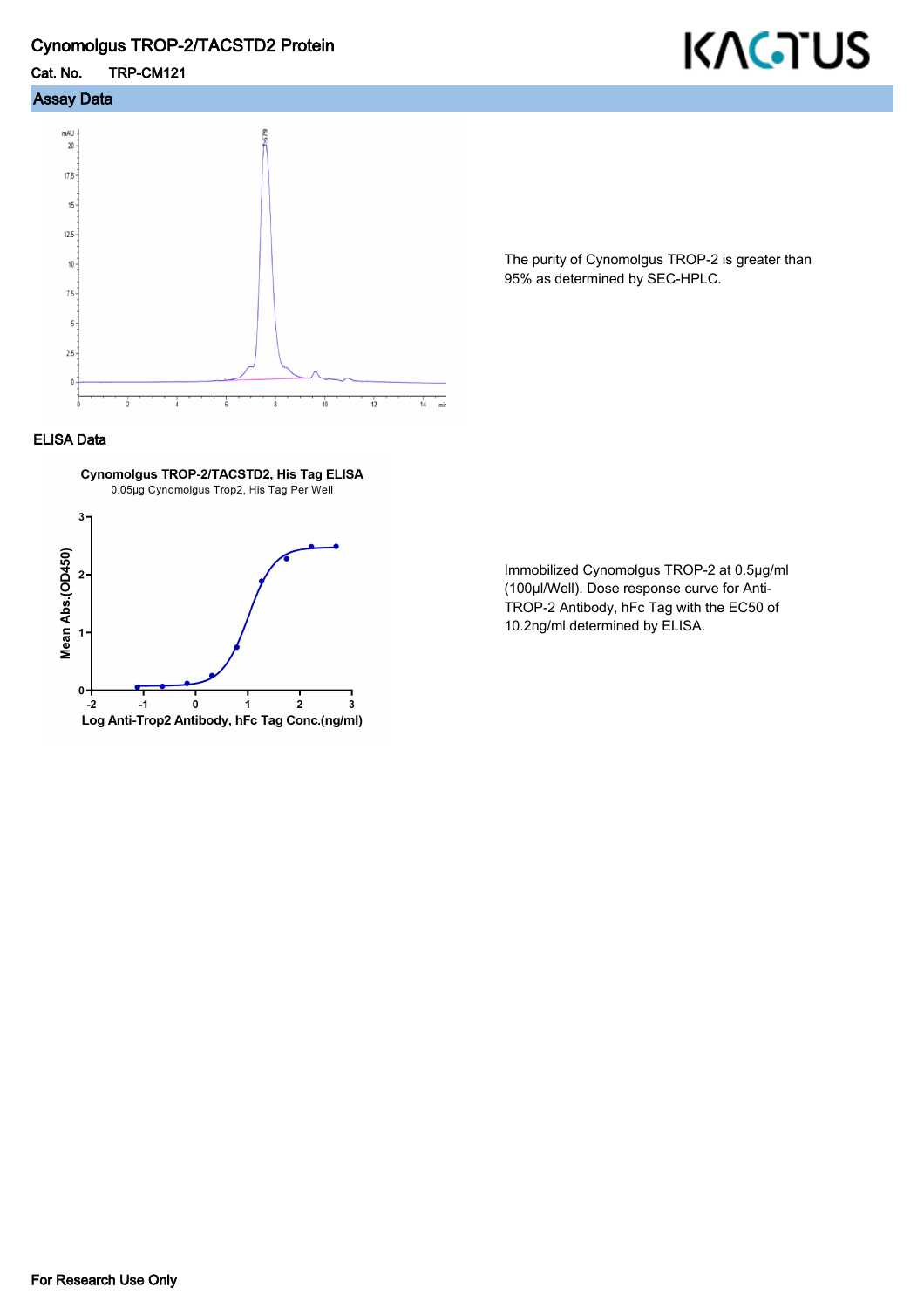Cynomolgus TROP-2/TACSTD2 Protein

Cat. No. TRP-CM121

## Assay Data

mAU
20
17.5
15
12.5
10
7.5
5
2.5
0
0 2 4 6 8 10 12 14 min
7.679

The purity of Cynomolgus TROP-2 is greater than 95% as determined by SEC-HPLC.

## ELISA Data

Cynomolgus TROP-2/TACSTD2, His Tag ELISA

0.05μg Cynomolgus Trop2, His Tag Per Well

Mean Abs.(OD450)

3
2
1
0

-2 -1 0 1 2 3

Log Anti-Trop2 Antibody, hFc Tag Conc.(ng/ml)

Immobilized Cynomolgus TROP-2 at 0.5μg/ml (100μl/Well). Dose response curve for Anti-TROP-2 Antibody, hFc Tag with the EC50 of 10.2ng/ml determined by ELISA.

For Research Use Only